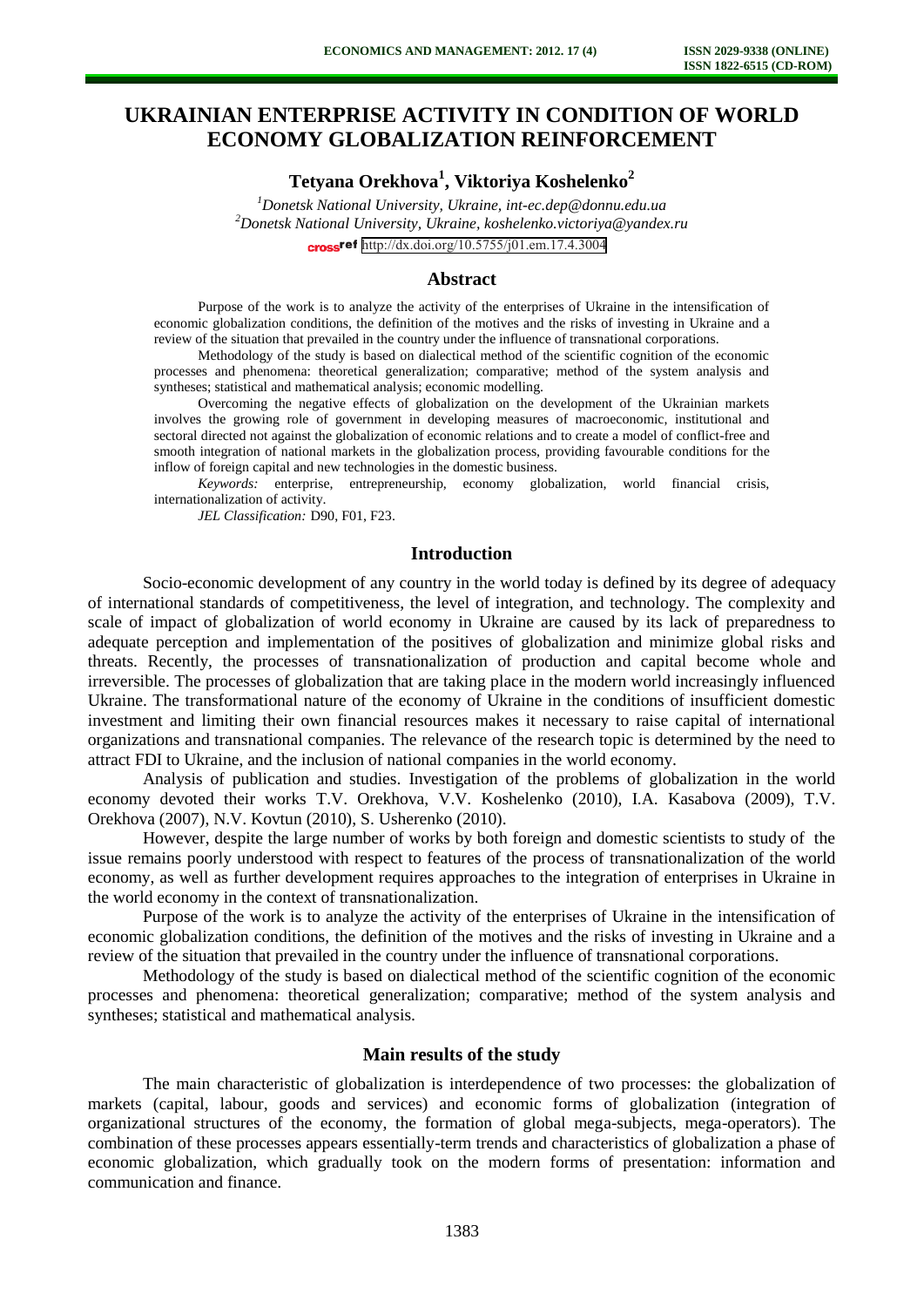# UKRAINIAN ENTERPRISE ACTIVITY IN CONDITION OF WORLD ECONOMY GLOBALIZATION REINFORCEMENT

**Tetyana Orekhova[1], Viktoriya Koshelenko[2]**

*[1]Donetsk National University, Ukraine, int-ec.dep@donnu.edu.ua*
*[2]Donetsk National University, Ukraine, koshelenko.victoriya@yandex.ru*

http://dx.doi.org/10.5755/j01.em.17.4.3004

## Abstract

Purpose of the work is to analyze the activity of the enterprises of Ukraine in the intensification of economic globalization conditions, the definition of the motives and the risks of investing in Ukraine and a review of the situation that prevailed in the country under the influence of transnational corporations.

Methodology of the study is based on dialectical method of the scientific cognition of the economic processes and phenomena: theoretical generalization; comparative; method of the system analysis and syntheses; statistical and mathematical analysis; economic modelling.

Overcoming the negative effects of globalization on the development of the Ukrainian markets involves the growing role of government in developing measures of macroeconomic, institutional and sectoral directed not against the globalization of economic relations and to create a model of conflict-free and smooth integration of national markets in the globalization process, providing favourable conditions for the inflow of foreign capital and new technologies in the domestic business.

*Keywords:* enterprise, entrepreneurship, economy globalization, world financial crisis, internationalization of activity.

*JEL Classification:* D90, F01, F23.

## Introduction

Socio-economic development of any country in the world today is defined by its degree of adequacy of international standards of competitiveness, the level of integration, and technology. The complexity and scale of impact of globalization of world economy in Ukraine are caused by its lack of preparedness to adequate perception and implementation of the positives of globalization and minimize global risks and threats. Recently, the processes of transnationalization of production and capital become whole and irreversible. The processes of globalization that are taking place in the modern world increasingly influenced Ukraine. The transformational nature of the economy of Ukraine in the conditions of insufficient domestic investment and limiting their own financial resources makes it necessary to raise capital of international organizations and transnational companies. The relevance of the research topic is determined by the need to attract FDI to Ukraine, and the inclusion of national companies in the world economy.

Analysis of publication and studies. Investigation of the problems of globalization in the world economy devoted their works T.V. Orekhova, V.V. Koshelenko (2010), I.A. Kasabova (2009), T.V. Orekhova (2007), N.V. Kovtun (2010), S. Usherenko (2010).

However, despite the large number of works by both foreign and domestic scientists to study of the issue remains poorly understood with respect to features of the process of transnationalization of the world economy, as well as further development requires approaches to the integration of enterprises in Ukraine in the world economy in the context of transnationalization.

Purpose of the work is to analyze the activity of the enterprises of Ukraine in the intensification of economic globalization conditions, the definition of the motives and the risks of investing in Ukraine and a review of the situation that prevailed in the country under the influence of transnational corporations.

Methodology of the study is based on dialectical method of the scientific cognition of the economic processes and phenomena: theoretical generalization; comparative; method of the system analysis and syntheses; statistical and mathematical analysis.

## Main results of the study

The main characteristic of globalization is interdependence of two processes: the globalization of markets (capital, labour, goods and services) and economic forms of globalization (integration of organizational structures of the economy, the formation of global mega-subjects, mega-operators). The combination of these processes appears essentially-term trends and characteristics of globalization a phase of economic globalization, which gradually took on the modern forms of presentation: information and communication and finance.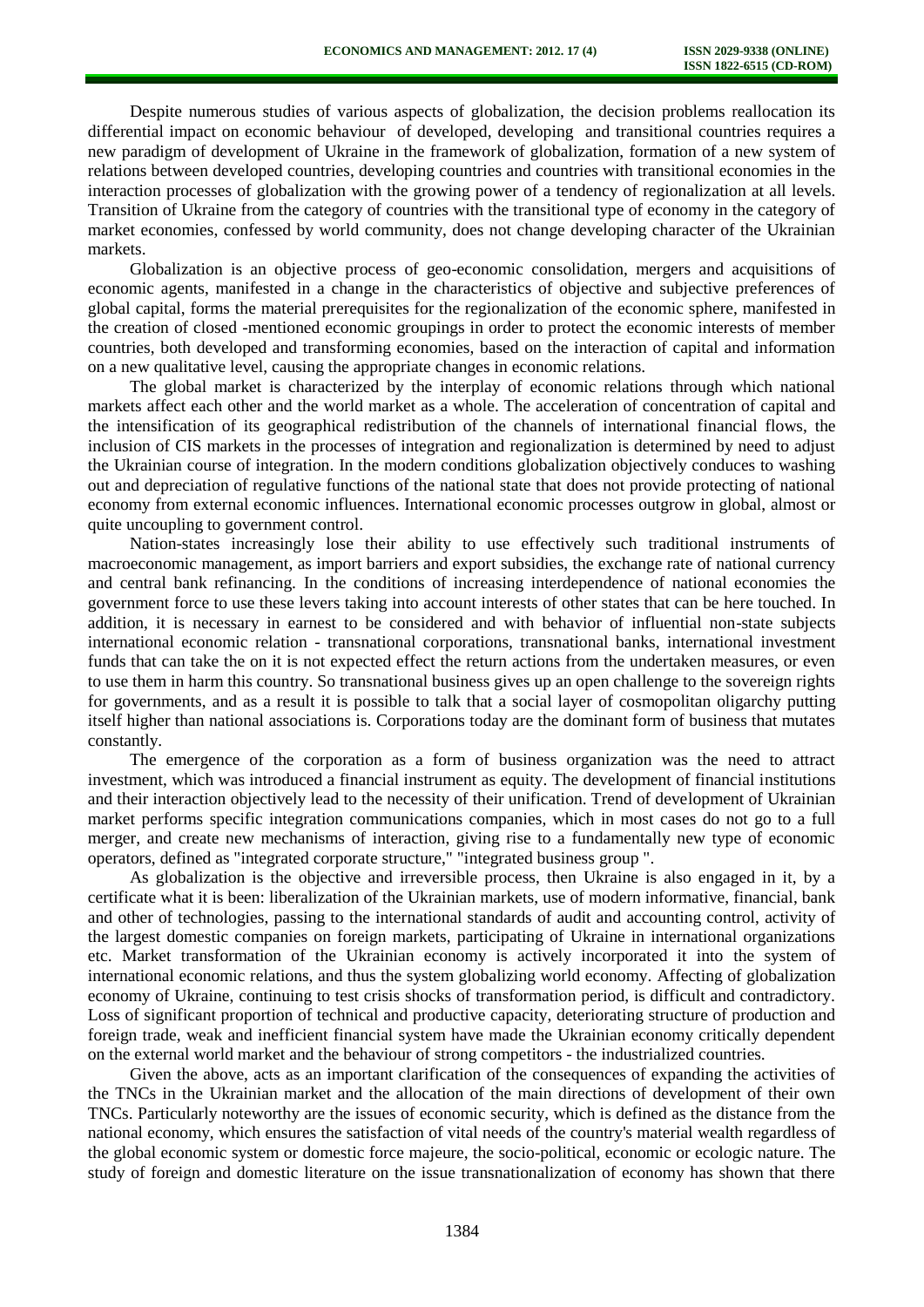Despite numerous studies of various aspects of globalization, the decision problems reallocation its differential impact on economic behaviour of developed, developing and transitional countries requires a new paradigm of development of Ukraine in the framework of globalization, formation of a new system of relations between developed countries, developing countries and countries with transitional economies in the interaction processes of globalization with the growing power of a tendency of regionalization at all levels. Transition of Ukraine from the category of countries with the transitional type of economy in the category of market economies, confessed by world community, does not change developing character of the Ukrainian markets.

Globalization is an objective process of geo-economic consolidation, mergers and acquisitions of economic agents, manifested in a change in the characteristics of objective and subjective preferences of global capital, forms the material prerequisites for the regionalization of the economic sphere, manifested in the creation of closed -mentioned economic groupings in order to protect the economic interests of member countries, both developed and transforming economies, based on the interaction of capital and information on a new qualitative level, causing the appropriate changes in economic relations.

The global market is characterized by the interplay of economic relations through which national markets affect each other and the world market as a whole. The acceleration of concentration of capital and the intensification of its geographical redistribution of the channels of international financial flows, the inclusion of CIS markets in the processes of integration and regionalization is determined by need to adjust the Ukrainian course of integration. In the modern conditions globalization objectively conduces to washing out and depreciation of regulative functions of the national state that does not provide protecting of national economy from external economic influences. International economic processes outgrow in global, almost or quite uncoupling to government control.

Nation-states increasingly lose their ability to use effectively such traditional instruments of macroeconomic management, as import barriers and export subsidies, the exchange rate of national currency and central bank refinancing. In the conditions of increasing interdependence of national economies the government force to use these levers taking into account interests of other states that can be here touched. In addition, it is necessary in earnest to be considered and with behavior of influential non-state subjects international economic relation - transnational corporations, transnational banks, international investment funds that can take the on it is not expected effect the return actions from the undertaken measures, or even to use them in harm this country. So transnational business gives up an open challenge to the sovereign rights for governments, and as a result it is possible to talk that a social layer of cosmopolitan oligarchy putting itself higher than national associations is. Corporations today are the dominant form of business that mutates constantly.

The emergence of the corporation as a form of business organization was the need to attract investment, which was introduced a financial instrument as equity. The development of financial institutions and their interaction objectively lead to the necessity of their unification. Trend of development of Ukrainian market performs specific integration communications companies, which in most cases do not go to a full merger, and create new mechanisms of interaction, giving rise to a fundamentally new type of economic operators, defined as "integrated corporate structure," "integrated business group ".

As globalization is the objective and irreversible process, then Ukraine is also engaged in it, by a certificate what it is been: liberalization of the Ukrainian markets, use of modern informative, financial, bank and other of technologies, passing to the international standards of audit and accounting control, activity of the largest domestic companies on foreign markets, participating of Ukraine in international organizations etc. Market transformation of the Ukrainian economy is actively incorporated it into the system of international economic relations, and thus the system globalizing world economy. Affecting of globalization economy of Ukraine, continuing to test crisis shocks of transformation period, is difficult and contradictory. Loss of significant proportion of technical and productive capacity, deteriorating structure of production and foreign trade, weak and inefficient financial system have made the Ukrainian economy critically dependent on the external world market and the behaviour of strong competitors - the industrialized countries.

Given the above, acts as an important clarification of the consequences of expanding the activities of the TNCs in the Ukrainian market and the allocation of the main directions of development of their own TNCs. Particularly noteworthy are the issues of economic security, which is defined as the distance from the national economy, which ensures the satisfaction of vital needs of the country's material wealth regardless of the global economic system or domestic force majeure, the socio-political, economic or ecologic nature. The study of foreign and domestic literature on the issue transnationalization of economy has shown that there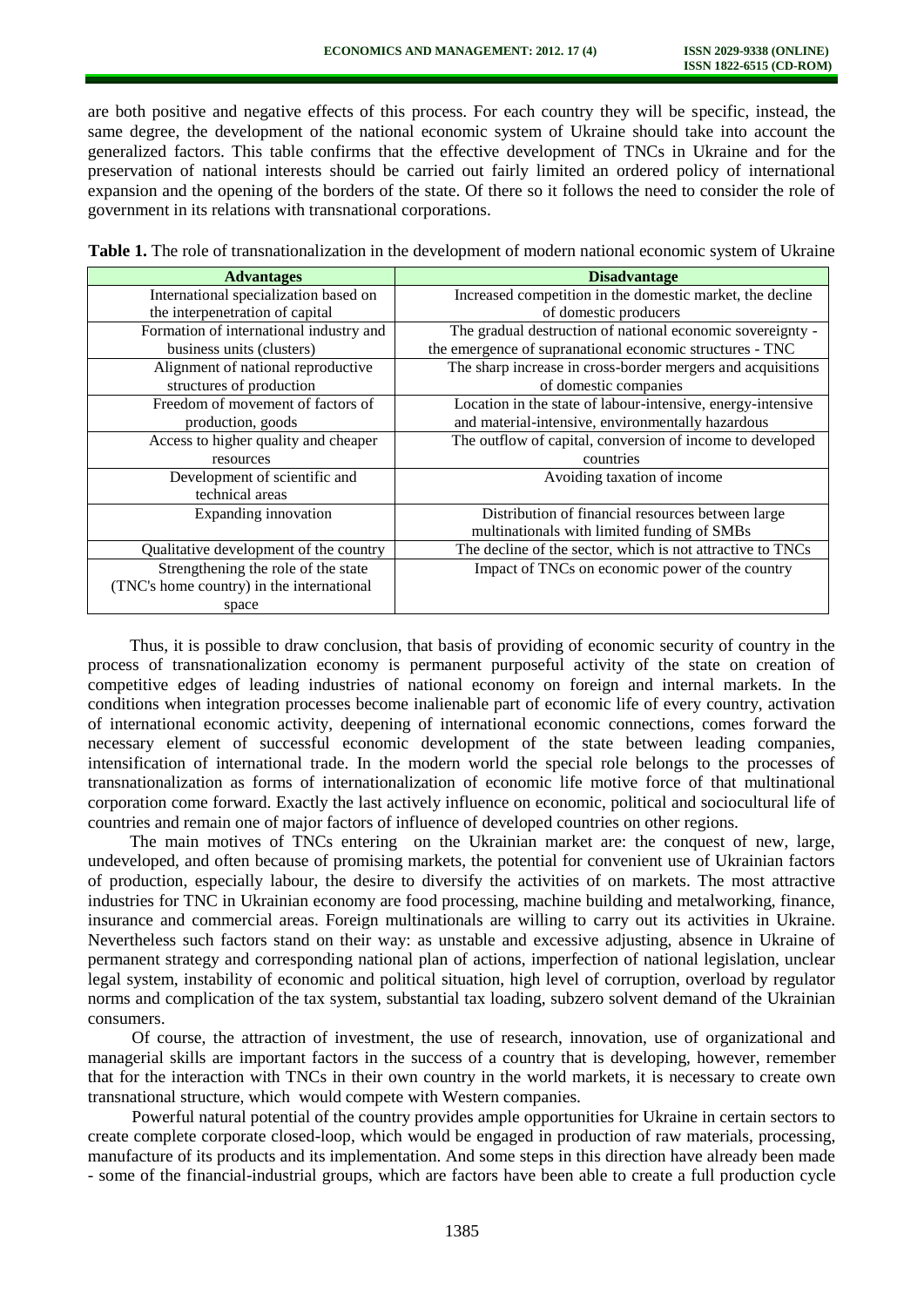are both positive and negative effects of this process. For each country they will be specific, instead, the same degree, the development of the national economic system of Ukraine should take into account the generalized factors. This table confirms that the effective development of TNCs in Ukraine and for the preservation of national interests should be carried out fairly limited an ordered policy of international expansion and the opening of the borders of the state. Of there so it follows the need to consider the role of government in its relations with transnational corporations.

**Table 1.** The role of transnationalization in the development of modern national economic system of Ukraine

| Advantages | Disadvantage |
|---|---|
| International specialization based on the interpenetration of capital | Increased competition in the domestic market, the decline of domestic producers |
| Formation of international industry and business units (clusters) | The gradual destruction of national economic sovereignty - the emergence of supranational economic structures - TNC |
| Alignment of national reproductive structures of production | The sharp increase in cross-border mergers and acquisitions of domestic companies |
| Freedom of movement of factors of production, goods | Location in the state of labour-intensive, energy-intensive and material-intensive, environmentally hazardous |
| Access to higher quality and cheaper resources | The outflow of capital, conversion of income to developed countries |
| Development of scientific and technical areas | Avoiding taxation of income |
| Expanding innovation | Distribution of financial resources between large multinationals with limited funding of SMBs |
| Qualitative development of the country | The decline of the sector, which is not attractive to TNCs |
| Strengthening the role of the state (TNC's home country) in the international space | Impact of TNCs on economic power of the country |

Thus, it is possible to draw conclusion, that basis of providing of economic security of country in the process of transnationalization economy is permanent purposeful activity of the state on creation of competitive edges of leading industries of national economy on foreign and internal markets. In the conditions when integration processes become inalienable part of economic life of every country, activation of international economic activity, deepening of international economic connections, comes forward the necessary element of successful economic development of the state between leading companies, intensification of international trade. In the modern world the special role belongs to the processes of transnationalization as forms of internationalization of economic life motive force of that multinational corporation come forward. Exactly the last actively influence on economic, political and sociocultural life of countries and remain one of major factors of influence of developed countries on other regions.

The main motives of TNCs entering on the Ukrainian market are: the conquest of new, large, undeveloped, and often because of promising markets, the potential for convenient use of Ukrainian factors of production, especially labour, the desire to diversify the activities of on markets. The most attractive industries for TNC in Ukrainian economy are food processing, machine building and metalworking, finance, insurance and commercial areas. Foreign multinationals are willing to carry out its activities in Ukraine. Nevertheless such factors stand on their way: as unstable and excessive adjusting, absence in Ukraine of permanent strategy and corresponding national plan of actions, imperfection of national legislation, unclear legal system, instability of economic and political situation, high level of corruption, overload by regulator norms and complication of the tax system, substantial tax loading, subzero solvent demand of the Ukrainian consumers.

Of course, the attraction of investment, the use of research, innovation, use of organizational and managerial skills are important factors in the success of a country that is developing, however, remember that for the interaction with TNCs in their own country in the world markets, it is necessary to create own transnational structure, which would compete with Western companies.

Powerful natural potential of the country provides ample opportunities for Ukraine in certain sectors to create complete corporate closed-loop, which would be engaged in production of raw materials, processing, manufacture of its products and its implementation. And some steps in this direction have already been made - some of the financial-industrial groups, which are factors have been able to create a full production cycle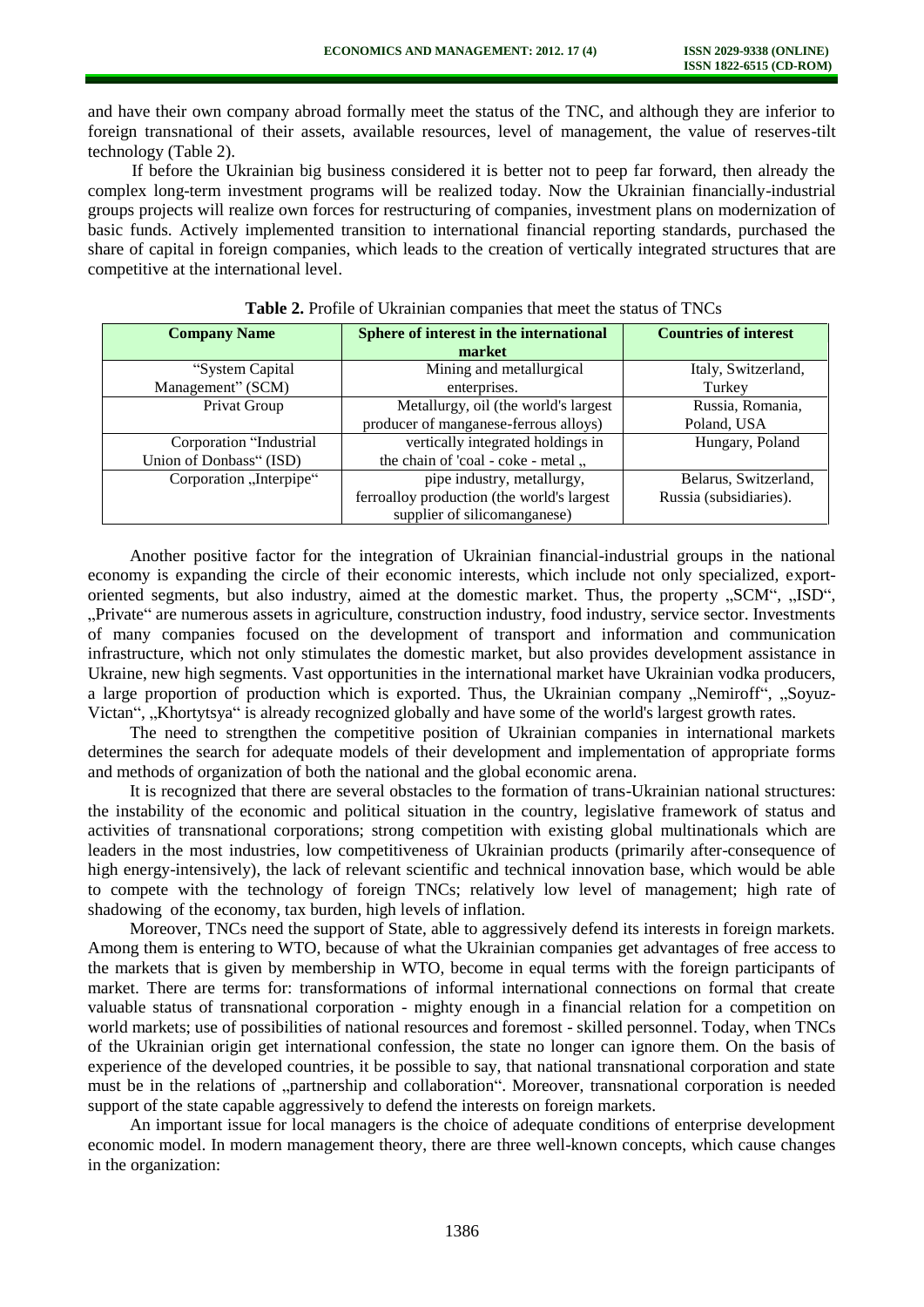and have their own company abroad formally meet the status of the TNC, and although they are inferior to foreign transnational of their assets, available resources, level of management, the value of reserves-tilt technology (Table 2).

If before the Ukrainian big business considered it is better not to peep far forward, then already the complex long-term investment programs will be realized today. Now the Ukrainian financially-industrial groups projects will realize own forces for restructuring of companies, investment plans on modernization of basic funds. Actively implemented transition to international financial reporting standards, purchased the share of capital in foreign companies, which leads to the creation of vertically integrated structures that are competitive at the international level.

**Table 2.** Profile of Ukrainian companies that meet the status of TNCs

| Company Name | Sphere of interest in the international market | Countries of interest |
|---|---|---|
| "System Capital Management" (SCM) | Mining and metallurgical enterprises. | Italy, Switzerland, Turkey |
| Privat Group | Metallurgy, oil (the world's largest producer of manganese-ferrous alloys) | Russia, Romania, Poland, USA |
| Corporation "Industrial Union of Donbass" (ISD) | vertically integrated holdings in the chain of 'coal - coke - metal „ | Hungary, Poland |
| Corporation „Interpipe" | pipe industry, metallurgy, ferroalloy production (the world's largest supplier of silicomanganese) | Belarus, Switzerland, Russia (subsidiaries). |

Another positive factor for the integration of Ukrainian financial-industrial groups in the national economy is expanding the circle of their economic interests, which include not only specialized, export-oriented segments, but also industry, aimed at the domestic market. Thus, the property „SCM", „ISD", „Private" are numerous assets in agriculture, construction industry, food industry, service sector. Investments of many companies focused on the development of transport and information and communication infrastructure, which not only stimulates the domestic market, but also provides development assistance in Ukraine, new high segments. Vast opportunities in the international market have Ukrainian vodka producers, a large proportion of production which is exported. Thus, the Ukrainian company „Nemiroff", „Soyuz-Victan", „Khortytsya" is already recognized globally and have some of the world's largest growth rates.

The need to strengthen the competitive position of Ukrainian companies in international markets determines the search for adequate models of their development and implementation of appropriate forms and methods of organization of both the national and the global economic arena.

It is recognized that there are several obstacles to the formation of trans-Ukrainian national structures: the instability of the economic and political situation in the country, legislative framework of status and activities of transnational corporations; strong competition with existing global multinationals which are leaders in the most industries, low competitiveness of Ukrainian products (primarily after-consequence of high energy-intensively), the lack of relevant scientific and technical innovation base, which would be able to compete with the technology of foreign TNCs; relatively low level of management; high rate of shadowing of the economy, tax burden, high levels of inflation.

Moreover, TNCs need the support of State, able to aggressively defend its interests in foreign markets. Among them is entering to WTO, because of what the Ukrainian companies get advantages of free access to the markets that is given by membership in WTO, become in equal terms with the foreign participants of market. There are terms for: transformations of informal international connections on formal that create valuable status of transnational corporation - mighty enough in a financial relation for a competition on world markets; use of possibilities of national resources and foremost - skilled personnel. Today, when TNCs of the Ukrainian origin get international confession, the state no longer can ignore them. On the basis of experience of the developed countries, it be possible to say, that national transnational corporation and state must be in the relations of „partnership and collaboration". Moreover, transnational corporation is needed support of the state capable aggressively to defend the interests on foreign markets.

An important issue for local managers is the choice of adequate conditions of enterprise development economic model. In modern management theory, there are three well-known concepts, which cause changes in the organization: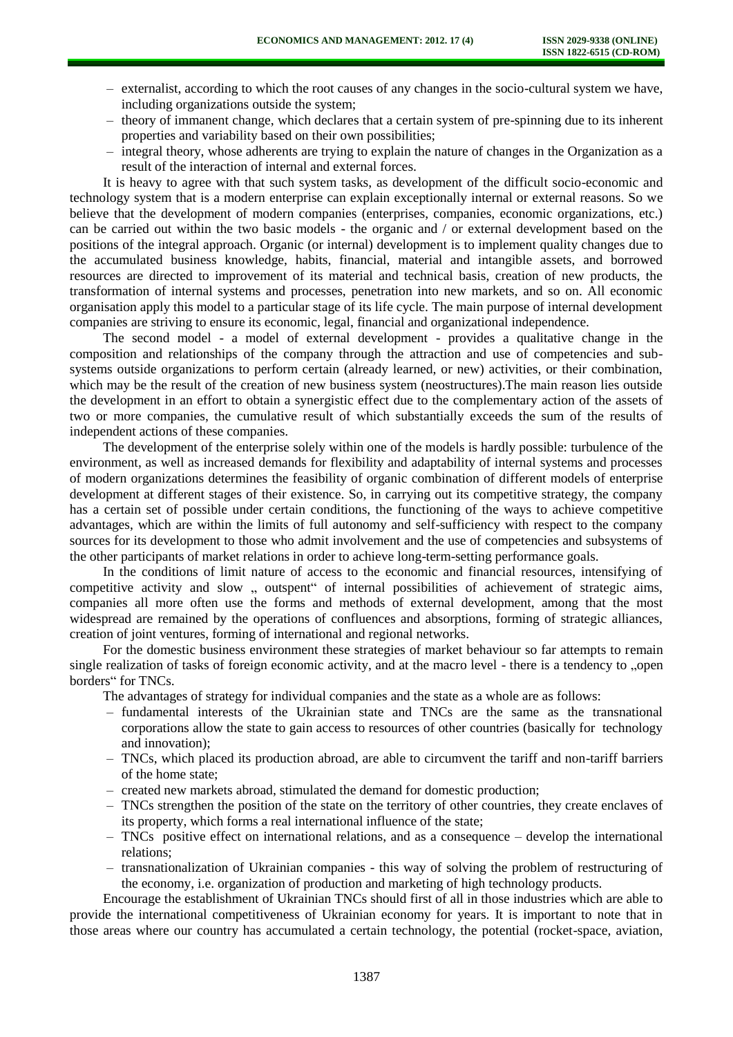- externalist, according to which the root causes of any changes in the socio-cultural system we have, including organizations outside the system;
- theory of immanent change, which declares that a certain system of pre-spinning due to its inherent properties and variability based on their own possibilities;
- integral theory, whose adherents are trying to explain the nature of changes in the Organization as a result of the interaction of internal and external forces.

It is heavy to agree with that such system tasks, as development of the difficult socio-economic and technology system that is a modern enterprise can explain exceptionally internal or external reasons. So we believe that the development of modern companies (enterprises, companies, economic organizations, etc.) can be carried out within the two basic models - the organic and / or external development based on the positions of the integral approach. Organic (or internal) development is to implement quality changes due to the accumulated business knowledge, habits, financial, material and intangible assets, and borrowed resources are directed to improvement of its material and technical basis, creation of new products, the transformation of internal systems and processes, penetration into new markets, and so on. All economic organisation apply this model to a particular stage of its life cycle. The main purpose of internal development companies are striving to ensure its economic, legal, financial and organizational independence.

The second model - a model of external development - provides a qualitative change in the composition and relationships of the company through the attraction and use of competencies and sub-systems outside organizations to perform certain (already learned, or new) activities, or their combination, which may be the result of the creation of new business system (neostructures).The main reason lies outside the development in an effort to obtain a synergistic effect due to the complementary action of the assets of two or more companies, the cumulative result of which substantially exceeds the sum of the results of independent actions of these companies.

The development of the enterprise solely within one of the models is hardly possible: turbulence of the environment, as well as increased demands for flexibility and adaptability of internal systems and processes of modern organizations determines the feasibility of organic combination of different models of enterprise development at different stages of their existence. So, in carrying out its competitive strategy, the company has a certain set of possible under certain conditions, the functioning of the ways to achieve competitive advantages, which are within the limits of full autonomy and self-sufficiency with respect to the company sources for its development to those who admit involvement and the use of competencies and subsystems of the other participants of market relations in order to achieve long-term-setting performance goals.

In the conditions of limit nature of access to the economic and financial resources, intensifying of competitive activity and slow „ outspent" of internal possibilities of achievement of strategic aims, companies all more often use the forms and methods of external development, among that the most widespread are remained by the operations of confluences and absorptions, forming of strategic alliances, creation of joint ventures, forming of international and regional networks.

For the domestic business environment these strategies of market behaviour so far attempts to remain single realization of tasks of foreign economic activity, and at the macro level - there is a tendency to „open borders" for TNCs.

The advantages of strategy for individual companies and the state as a whole are as follows:

- fundamental interests of the Ukrainian state and TNCs are the same as the transnational corporations allow the state to gain access to resources of other countries (basically for technology and innovation);
- TNCs, which placed its production abroad, are able to circumvent the tariff and non-tariff barriers of the home state;
- created new markets abroad, stimulated the demand for domestic production;
- TNCs strengthen the position of the state on the territory of other countries, they create enclaves of its property, which forms a real international influence of the state;
- TNCs positive effect on international relations, and as a consequence – develop the international relations;
- transnationalization of Ukrainian companies - this way of solving the problem of restructuring of the economy, i.e. organization of production and marketing of high technology products.

Encourage the establishment of Ukrainian TNCs should first of all in those industries which are able to provide the international competitiveness of Ukrainian economy for years. It is important to note that in those areas where our country has accumulated a certain technology, the potential (rocket-space, aviation,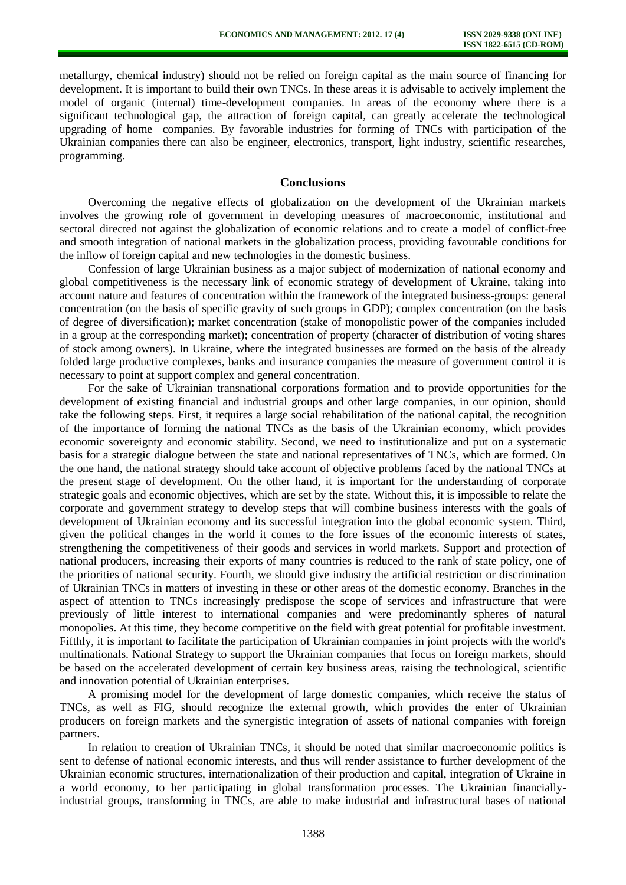metallurgy, chemical industry) should not be relied on foreign capital as the main source of financing for development. It is important to build their own TNCs. In these areas it is advisable to actively implement the model of organic (internal) time-development companies. In areas of the economy where there is a significant technological gap, the attraction of foreign capital, can greatly accelerate the technological upgrading of home companies. By favorable industries for forming of TNCs with participation of the Ukrainian companies there can also be engineer, electronics, transport, light industry, scientific researches, programming.

## Conclusions

Overcoming the negative effects of globalization on the development of the Ukrainian markets involves the growing role of government in developing measures of macroeconomic, institutional and sectoral directed not against the globalization of economic relations and to create a model of conflict-free and smooth integration of national markets in the globalization process, providing favourable conditions for the inflow of foreign capital and new technologies in the domestic business.

Confession of large Ukrainian business as a major subject of modernization of national economy and global competitiveness is the necessary link of economic strategy of development of Ukraine, taking into account nature and features of concentration within the framework of the integrated business-groups: general concentration (on the basis of specific gravity of such groups in GDP); complex concentration (on the basis of degree of diversification); market concentration (stake of monopolistic power of the companies included in a group at the corresponding market); concentration of property (character of distribution of voting shares of stock among owners). In Ukraine, where the integrated businesses are formed on the basis of the already folded large productive complexes, banks and insurance companies the measure of government control it is necessary to point at support complex and general concentration.

For the sake of Ukrainian transnational corporations formation and to provide opportunities for the development of existing financial and industrial groups and other large companies, in our opinion, should take the following steps. First, it requires a large social rehabilitation of the national capital, the recognition of the importance of forming the national TNCs as the basis of the Ukrainian economy, which provides economic sovereignty and economic stability. Second, we need to institutionalize and put on a systematic basis for a strategic dialogue between the state and national representatives of TNCs, which are formed. On the one hand, the national strategy should take account of objective problems faced by the national TNCs at the present stage of development. On the other hand, it is important for the understanding of corporate strategic goals and economic objectives, which are set by the state. Without this, it is impossible to relate the corporate and government strategy to develop steps that will combine business interests with the goals of development of Ukrainian economy and its successful integration into the global economic system. Third, given the political changes in the world it comes to the fore issues of the economic interests of states, strengthening the competitiveness of their goods and services in world markets. Support and protection of national producers, increasing their exports of many countries is reduced to the rank of state policy, one of the priorities of national security. Fourth, we should give industry the artificial restriction or discrimination of Ukrainian TNCs in matters of investing in these or other areas of the domestic economy. Branches in the aspect of attention to TNCs increasingly predispose the scope of services and infrastructure that were previously of little interest to international companies and were predominantly spheres of natural monopolies. At this time, they become competitive on the field with great potential for profitable investment. Fifthly, it is important to facilitate the participation of Ukrainian companies in joint projects with the world's multinationals. National Strategy to support the Ukrainian companies that focus on foreign markets, should be based on the accelerated development of certain key business areas, raising the technological, scientific and innovation potential of Ukrainian enterprises.

A promising model for the development of large domestic companies, which receive the status of TNCs, as well as FIG, should recognize the external growth, which provides the enter of Ukrainian producers on foreign markets and the synergistic integration of assets of national companies with foreign partners.

In relation to creation of Ukrainian TNCs, it should be noted that similar macroeconomic politics is sent to defense of national economic interests, and thus will render assistance to further development of the Ukrainian economic structures, internationalization of their production and capital, integration of Ukraine in a world economy, to her participating in global transformation processes. The Ukrainian financially-industrial groups, transforming in TNCs, are able to make industrial and infrastructural bases of national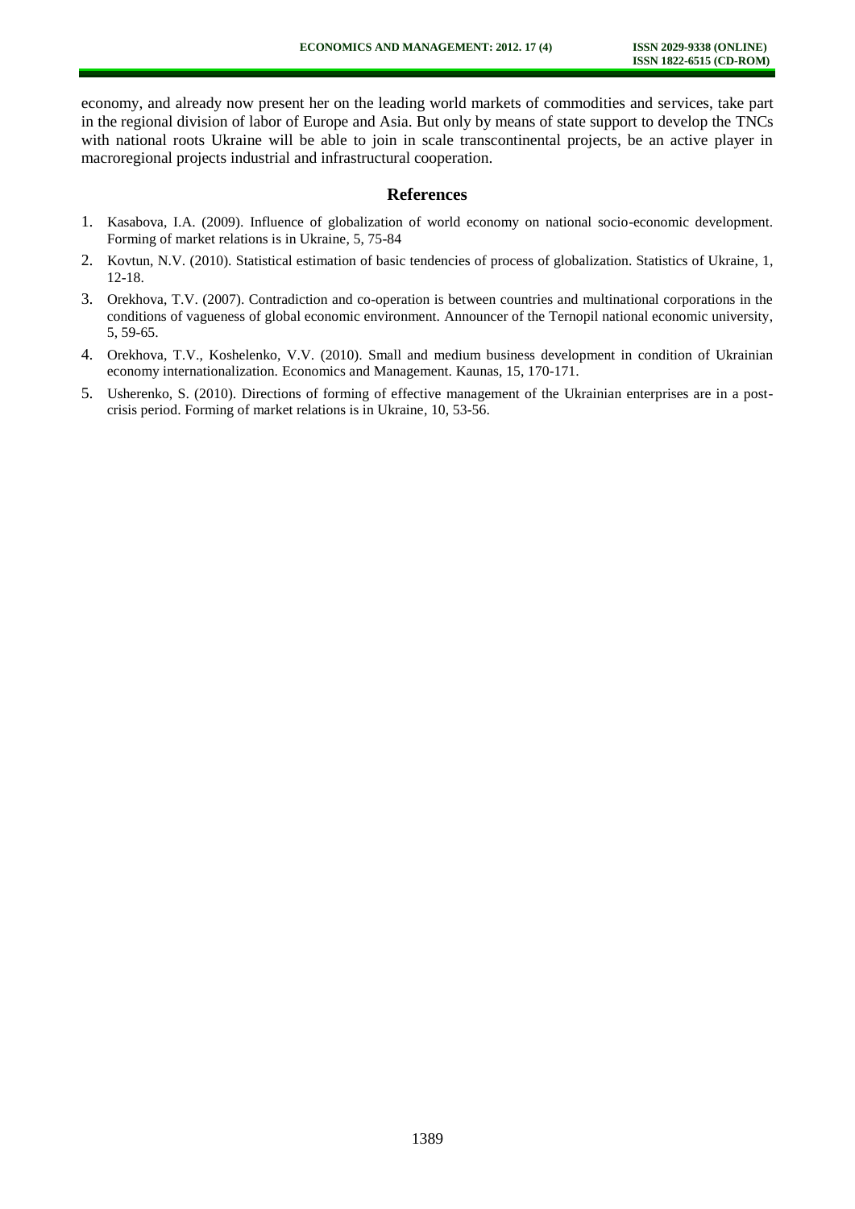economy, and already now present her on the leading world markets of commodities and services, take part in the regional division of labor of Europe and Asia. But only by means of state support to develop the TNCs with national roots Ukraine will be able to join in scale transcontinental projects, be an active player in macroregional projects industrial and infrastructural cooperation.

## References

1. Kasabova, I.A. (2009). Influence of globalization of world economy on national socio-economic development. Forming of market relations is in Ukraine, 5, 75-84
2. Kovtun, N.V. (2010). Statistical estimation of basic tendencies of process of globalization. Statistics of Ukraine, 1, 12-18.
3. Orekhova, T.V. (2007). Contradiction and co-operation is between countries and multinational corporations in the conditions of vagueness of global economic environment. Announcer of the Ternopil national economic university, 5, 59-65.
4. Orekhova, T.V., Koshelenko, V.V. (2010). Small and medium business development in condition of Ukrainian economy internationalization. Economics and Management. Kaunas, 15, 170-171.
5. Usherenko, S. (2010). Directions of forming of effective management of the Ukrainian enterprises are in a post-crisis period. Forming of market relations is in Ukraine, 10, 53-56.